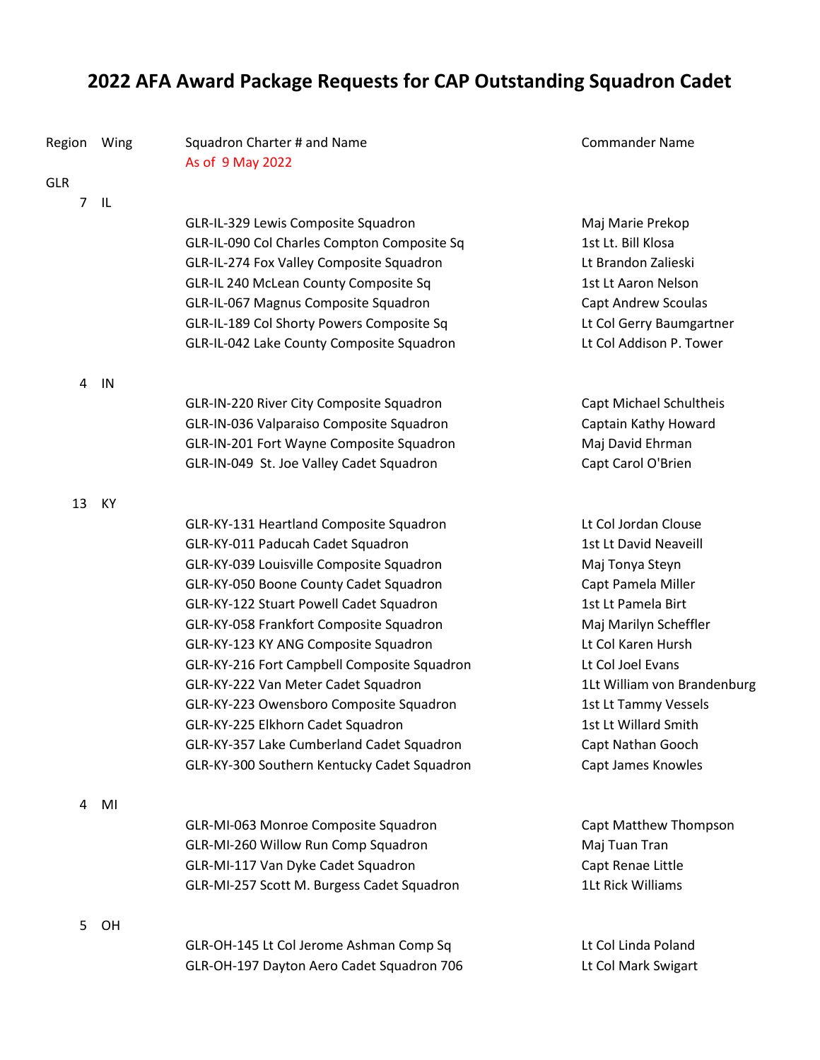# 2022 AFA Award Package Requests for CAP Outstanding Squadron Cadet

| Region | Wing | Squadron Charter # and Name | Commander Name |
|---|---|---|---|
| | | As of 9 May 2022 | |
| GLR | | | |
| 7 | IL | | |
| | | GLR-IL-329 Lewis Composite Squadron | Maj Marie Prekop |
| | | GLR-IL-090 Col Charles Compton Composite Sq | 1st Lt. Bill Klosa |
| | | GLR-IL-274 Fox Valley Composite Squadron | Lt Brandon Zalieski |
| | | GLR-IL 240 McLean County Composite Sq | 1st Lt Aaron Nelson |
| | | GLR-IL-067 Magnus Composite Squadron | Capt Andrew Scoulas |
| | | GLR-IL-189 Col Shorty Powers Composite Sq | Lt Col Gerry Baumgartner |
| | | GLR-IL-042 Lake County Composite Squadron | Lt Col Addison P. Tower |
| 4 | IN | | |
| | | GLR-IN-220 River City Composite Squadron | Capt Michael Schultheis |
| | | GLR-IN-036 Valparaiso Composite Squadron | Captain Kathy Howard |
| | | GLR-IN-201 Fort Wayne Composite Squadron | Maj David Ehrman |
| | | GLR-IN-049 St. Joe Valley Cadet Squadron | Capt Carol O'Brien |
| 13 | KY | | |
| | | GLR-KY-131 Heartland Composite Squadron | Lt Col Jordan Clouse |
| | | GLR-KY-011 Paducah Cadet Squadron | 1st Lt David Neaveill |
| | | GLR-KY-039 Louisville Composite Squadron | Maj Tonya Steyn |
| | | GLR-KY-050 Boone County Cadet Squadron | Capt Pamela Miller |
| | | GLR-KY-122 Stuart Powell Cadet Squadron | 1st Lt Pamela Birt |
| | | GLR-KY-058 Frankfort Composite Squadron | Maj Marilyn Scheffler |
| | | GLR-KY-123 KY ANG Composite Squadron | Lt Col Karen Hursh |
| | | GLR-KY-216 Fort Campbell Composite Squadron | Lt Col Joel Evans |
| | | GLR-KY-222 Van Meter Cadet Squadron | 1Lt William von Brandenburg |
| | | GLR-KY-223 Owensboro Composite Squadron | 1st Lt Tammy Vessels |
| | | GLR-KY-225 Elkhorn Cadet Squadron | 1st Lt Willard Smith |
| | | GLR-KY-357 Lake Cumberland Cadet Squadron | Capt Nathan Gooch |
| | | GLR-KY-300 Southern Kentucky Cadet Squadron | Capt James Knowles |
| 4 | MI | | |
| | | GLR-MI-063 Monroe Composite Squadron | Capt Matthew Thompson |
| | | GLR-MI-260 Willow Run Comp Squadron | Maj Tuan Tran |
| | | GLR-MI-117 Van Dyke Cadet Squadron | Capt Renae Little |
| | | GLR-MI-257 Scott M. Burgess Cadet Squadron | 1Lt Rick Williams |
| 5 | OH | | |
| | | GLR-OH-145 Lt Col Jerome Ashman Comp Sq | Lt Col Linda Poland |
| | | GLR-OH-197 Dayton Aero Cadet Squadron 706 | Lt Col Mark Swigart |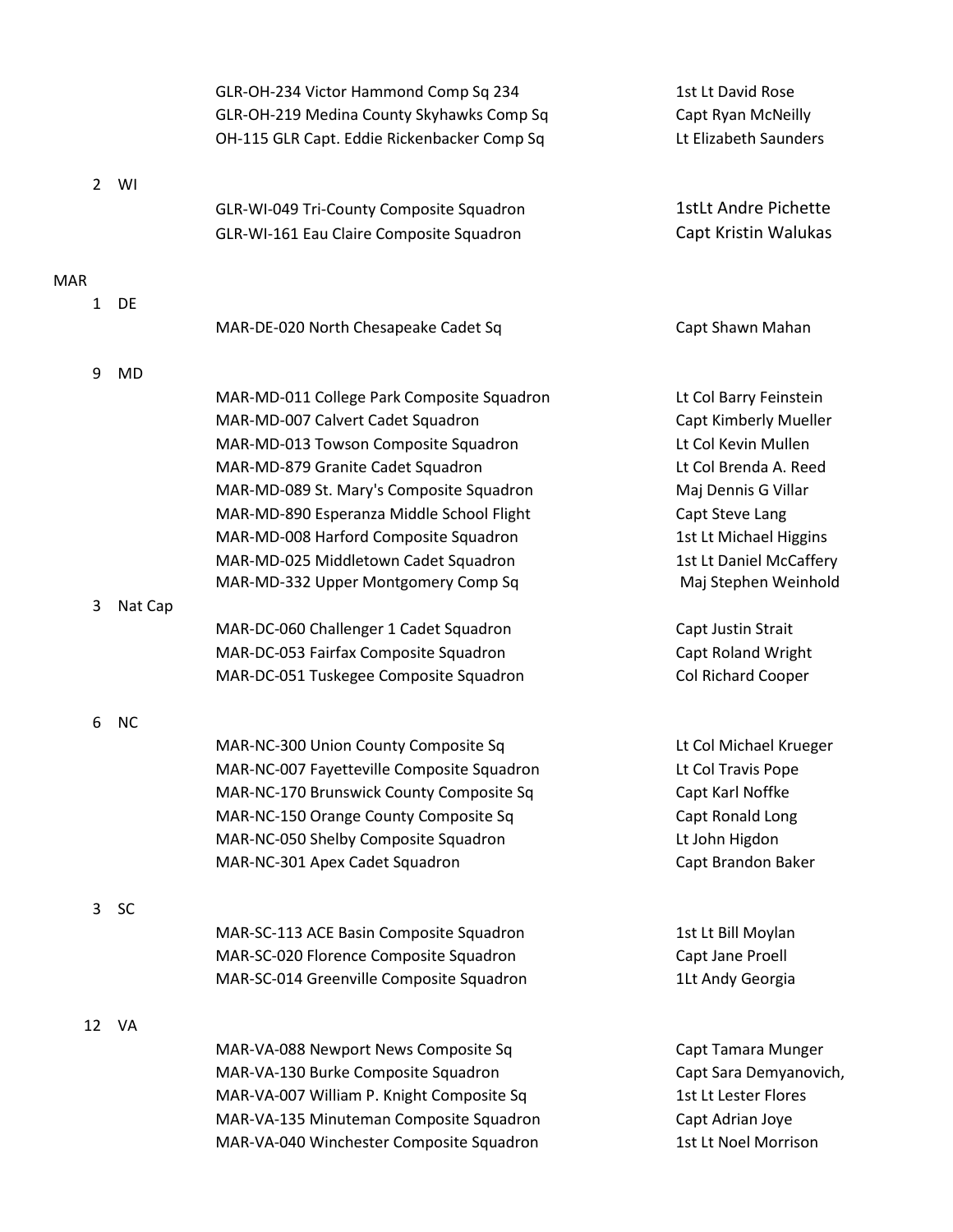| Region | Count | State | Squadron | Commander |
|---|---|---|---|---|
| | | | GLR-OH-234 Victor Hammond Comp Sq 234 | 1st Lt David Rose |
| | | | GLR-OH-219 Medina County Skyhawks Comp Sq | Capt Ryan McNeilly |
| | | | OH-115 GLR Capt. Eddie Rickenbacker Comp Sq | Lt Elizabeth Saunders |
| | 2 | WI | | |
| | | | GLR-WI-049 Tri-County Composite Squadron | 1stLt Andre Pichette |
| | | | GLR-WI-161 Eau Claire Composite Squadron | Capt Kristin Walukas |
| MAR | | | | |
| | 1 | DE | | |
| | | | MAR-DE-020 North Chesapeake Cadet Sq | Capt Shawn Mahan |
| | 9 | MD | | |
| | | | MAR-MD-011 College Park Composite Squadron | Lt Col Barry Feinstein |
| | | | MAR-MD-007 Calvert Cadet Squadron | Capt Kimberly Mueller |
| | | | MAR-MD-013 Towson Composite Squadron | Lt Col Kevin Mullen |
| | | | MAR-MD-879 Granite Cadet Squadron | Lt Col Brenda A. Reed |
| | | | MAR-MD-089 St. Mary's Composite Squadron | Maj Dennis G Villar |
| | | | MAR-MD-890 Esperanza Middle School Flight | Capt Steve Lang |
| | | | MAR-MD-008 Harford Composite Squadron | 1st Lt Michael Higgins |
| | | | MAR-MD-025 Middletown Cadet Squadron | 1st Lt Daniel McCaffery |
| | | | MAR-MD-332 Upper Montgomery Comp Sq | Maj Stephen Weinhold |
| | 3 | Nat Cap | | |
| | | | MAR-DC-060 Challenger 1 Cadet Squadron | Capt Justin Strait |
| | | | MAR-DC-053 Fairfax Composite Squadron | Capt Roland Wright |
| | | | MAR-DC-051 Tuskegee Composite Squadron | Col Richard Cooper |
| | 6 | NC | | |
| | | | MAR-NC-300 Union County Composite Sq | Lt Col Michael Krueger |
| | | | MAR-NC-007 Fayetteville Composite Squadron | Lt Col Travis Pope |
| | | | MAR-NC-170 Brunswick County Composite Sq | Capt Karl Noffke |
| | | | MAR-NC-150 Orange County Composite Sq | Capt Ronald Long |
| | | | MAR-NC-050 Shelby Composite Squadron | Lt John Higdon |
| | | | MAR-NC-301 Apex Cadet Squadron | Capt Brandon Baker |
| | 3 | SC | | |
| | | | MAR-SC-113 ACE Basin Composite Squadron | 1st Lt Bill Moylan |
| | | | MAR-SC-020 Florence Composite Squadron | Capt Jane Proell |
| | | | MAR-SC-014 Greenville Composite Squadron | 1Lt Andy Georgia |
| | 12 | VA | | |
| | | | MAR-VA-088 Newport News Composite Sq | Capt Tamara Munger |
| | | | MAR-VA-130 Burke Composite Squadron | Capt Sara Demyanovich, |
| | | | MAR-VA-007 William P. Knight Composite Sq | 1st Lt Lester Flores |
| | | | MAR-VA-135 Minuteman Composite Squadron | Capt Adrian Joye |
| | | | MAR-VA-040 Winchester Composite Squadron | 1st Lt Noel Morrison |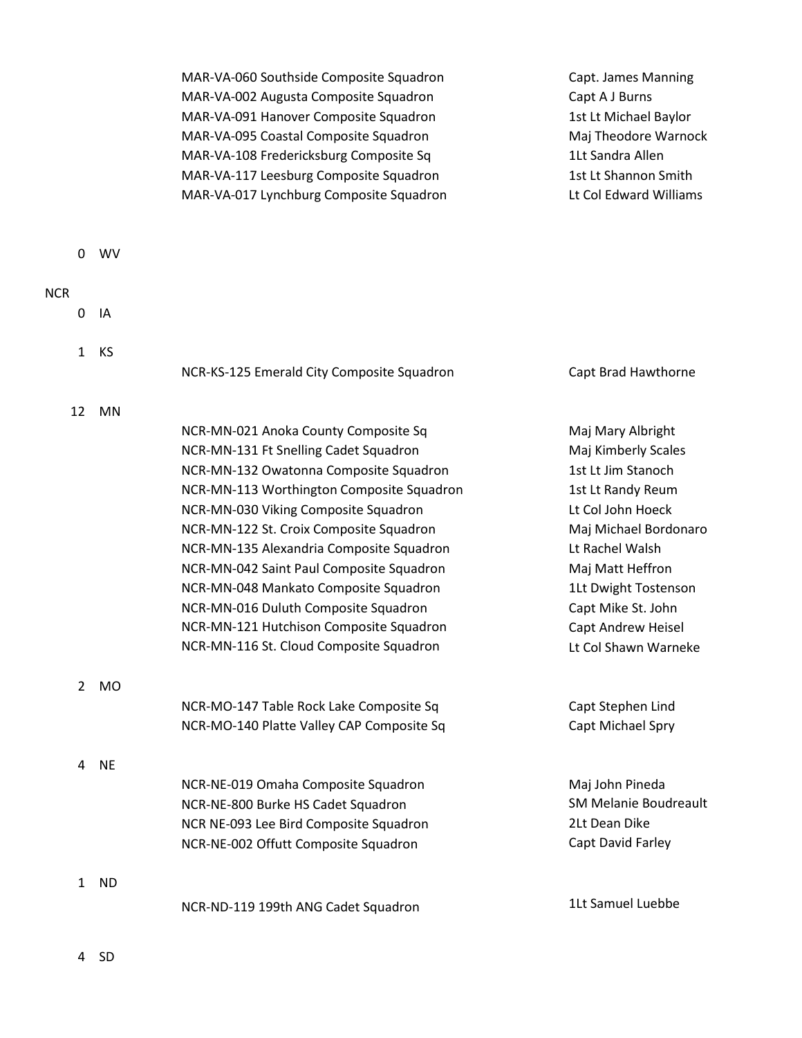| | | | |
|---|---|---|---|
| | | MAR-VA-060 Southside Composite Squadron | Capt. James Manning |
| | | MAR-VA-002 Augusta Composite Squadron | Capt A J Burns |
| | | MAR-VA-091 Hanover Composite Squadron | 1st Lt Michael Baylor |
| | | MAR-VA-095 Coastal Composite Squadron | Maj Theodore Warnock |
| | | MAR-VA-108 Fredericksburg Composite Sq | 1Lt Sandra Allen |
| | | MAR-VA-117 Leesburg Composite Squadron | 1st Lt Shannon Smith |
| | | MAR-VA-017 Lynchburg Composite Squadron | Lt Col Edward Williams |
| 0 | WV | | |
| NCR | | | |
| 0 | IA | | |
| 1 | KS | | |
| | | NCR-KS-125 Emerald City Composite Squadron | Capt Brad Hawthorne |
| 12 | MN | | |
| | | NCR-MN-021 Anoka County Composite Sq | Maj Mary Albright |
| | | NCR-MN-131 Ft Snelling Cadet Squadron | Maj Kimberly Scales |
| | | NCR-MN-132 Owatonna Composite Squadron | 1st Lt Jim Stanoch |
| | | NCR-MN-113 Worthington Composite Squadron | 1st Lt Randy Reum |
| | | NCR-MN-030 Viking Composite Squadron | Lt Col John Hoeck |
| | | NCR-MN-122 St. Croix Composite Squadron | Maj Michael Bordonaro |
| | | NCR-MN-135 Alexandria Composite Squadron | Lt Rachel Walsh |
| | | NCR-MN-042 Saint Paul Composite Squadron | Maj Matt Heffron |
| | | NCR-MN-048 Mankato Composite Squadron | 1Lt Dwight Tostenson |
| | | NCR-MN-016 Duluth Composite Squadron | Capt Mike St. John |
| | | NCR-MN-121 Hutchison Composite Squadron | Capt Andrew Heisel |
| | | NCR-MN-116 St. Cloud Composite Squadron | Lt Col Shawn Warneke |
| 2 | MO | | |
| | | NCR-MO-147 Table Rock Lake Composite Sq | Capt Stephen Lind |
| | | NCR-MO-140 Platte Valley CAP Composite Sq | Capt Michael Spry |
| 4 | NE | | |
| | | NCR-NE-019 Omaha Composite Squadron | Maj John Pineda |
| | | NCR-NE-800 Burke HS Cadet Squadron | SM Melanie Boudreault |
| | | NCR NE-093 Lee Bird Composite Squadron | 2Lt Dean Dike |
| | | NCR-NE-002 Offutt Composite Squadron | Capt David Farley |
| 1 | ND | | |
| | | NCR-ND-119 199th ANG Cadet Squadron | 1Lt Samuel Luebbe |
| 4 | SD | | |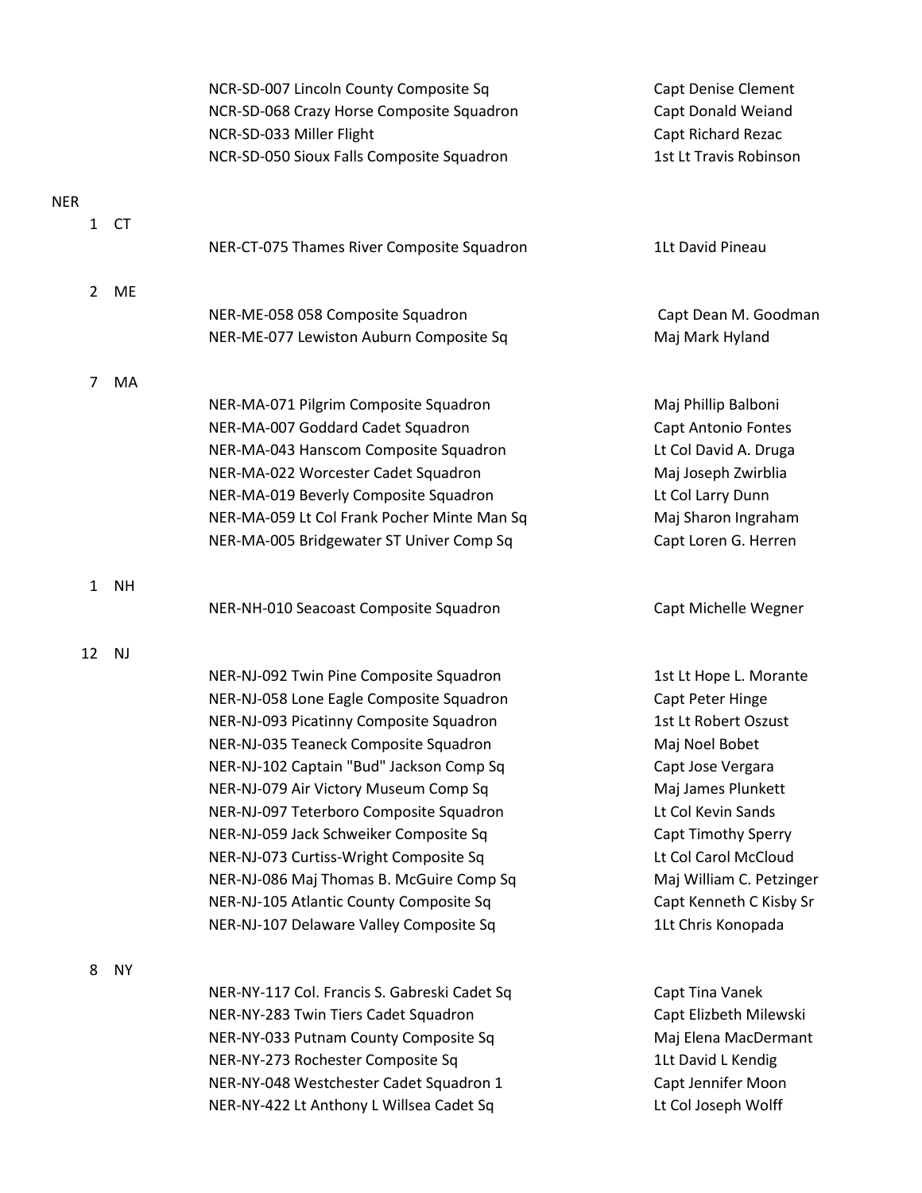| | | | |
|---|---|---|---|
| | | NCR-SD-007 Lincoln County Composite Sq | Capt Denise Clement |
| | | NCR-SD-068 Crazy Horse Composite Squadron | Capt Donald Weiand |
| | | NCR-SD-033 Miller Flight | Capt Richard Rezac |
| | | NCR-SD-050 Sioux Falls Composite Squadron | 1st Lt Travis Robinson |
| NER | | | |
| 1 | CT | | |
| | | NER-CT-075 Thames River Composite Squadron | 1Lt David Pineau |
| 2 | ME | | |
| | | NER-ME-058 058 Composite Squadron | Capt Dean M. Goodman |
| | | NER-ME-077 Lewiston Auburn Composite Sq | Maj Mark Hyland |
| 7 | MA | | |
| | | NER-MA-071 Pilgrim Composite Squadron | Maj Phillip Balboni |
| | | NER-MA-007 Goddard Cadet Squadron | Capt Antonio Fontes |
| | | NER-MA-043 Hanscom Composite Squadron | Lt Col David A. Druga |
| | | NER-MA-022 Worcester Cadet Squadron | Maj Joseph Zwirblia |
| | | NER-MA-019 Beverly Composite Squadron | Lt Col Larry Dunn |
| | | NER-MA-059 Lt Col Frank Pocher Minte Man Sq | Maj Sharon Ingraham |
| | | NER-MA-005 Bridgewater ST Univer Comp Sq | Capt Loren G. Herren |
| 1 | NH | | |
| | | NER-NH-010 Seacoast Composite Squadron | Capt Michelle Wegner |
| 12 | NJ | | |
| | | NER-NJ-092 Twin Pine Composite Squadron | 1st Lt Hope L. Morante |
| | | NER-NJ-058 Lone Eagle Composite Squadron | Capt Peter Hinge |
| | | NER-NJ-093 Picatinny Composite Squadron | 1st Lt Robert Oszust |
| | | NER-NJ-035 Teaneck Composite Squadron | Maj Noel Bobet |
| | | NER-NJ-102 Captain "Bud" Jackson Comp Sq | Capt Jose Vergara |
| | | NER-NJ-079 Air Victory Museum Comp Sq | Maj James Plunkett |
| | | NER-NJ-097 Teterboro Composite Squadron | Lt Col Kevin Sands |
| | | NER-NJ-059 Jack Schweiker Composite Sq | Capt Timothy Sperry |
| | | NER-NJ-073 Curtiss-Wright Composite Sq | Lt Col Carol McCloud |
| | | NER-NJ-086 Maj Thomas B. McGuire Comp Sq | Maj William C. Petzinger |
| | | NER-NJ-105 Atlantic County Composite Sq | Capt Kenneth C Kisby Sr |
| | | NER-NJ-107 Delaware Valley Composite Sq | 1Lt Chris Konopada |
| 8 | NY | | |
| | | NER-NY-117 Col. Francis S. Gabreski Cadet Sq | Capt Tina Vanek |
| | | NER-NY-283 Twin Tiers Cadet Squadron | Capt Elizbeth Milewski |
| | | NER-NY-033 Putnam County Composite Sq | Maj Elena MacDermant |
| | | NER-NY-273 Rochester Composite Sq | 1Lt David L Kendig |
| | | NER-NY-048 Westchester Cadet Squadron 1 | Capt Jennifer Moon |
| | | NER-NY-422 Lt Anthony L Willsea Cadet Sq | Lt Col Joseph Wolff |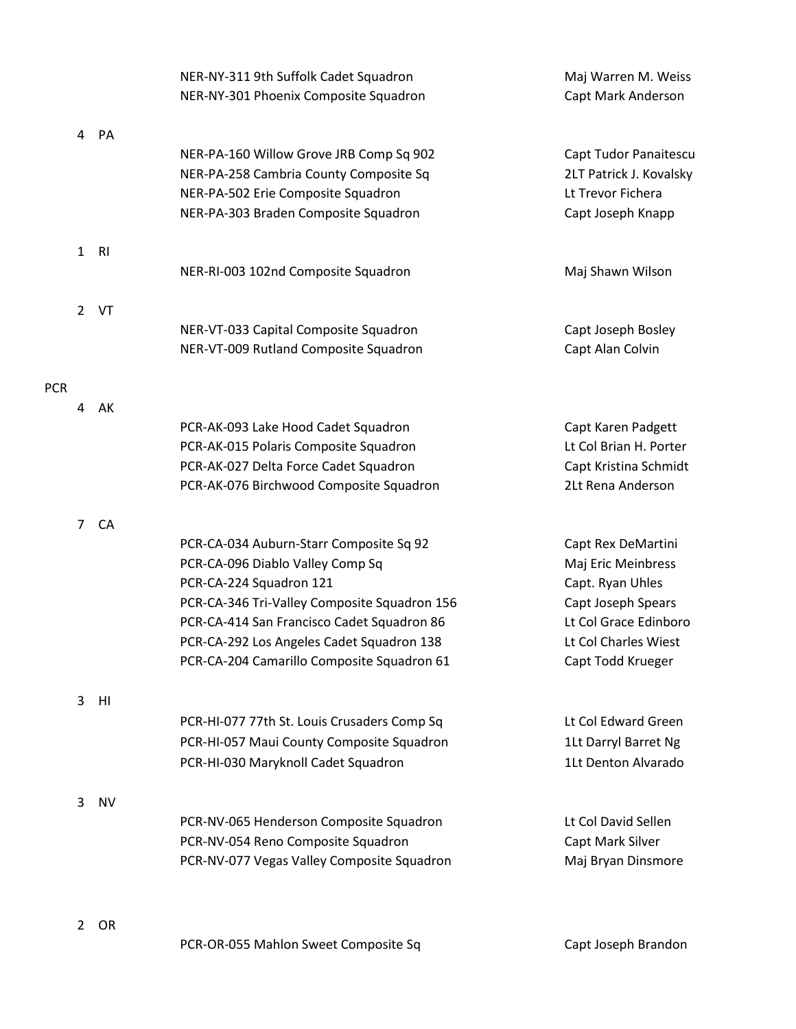| | | | |
|---|---|---|---|
| | | NER-NY-311 9th Suffolk Cadet Squadron | Maj Warren M. Weiss |
| | | NER-NY-301 Phoenix Composite Squadron | Capt Mark Anderson |
| | 4 PA | | |
| | | NER-PA-160 Willow Grove JRB Comp Sq 902 | Capt Tudor Panaitescu |
| | | NER-PA-258 Cambria County Composite Sq | 2LT Patrick J. Kovalsky |
| | | NER-PA-502 Erie Composite Squadron | Lt Trevor Fichera |
| | | NER-PA-303 Braden Composite Squadron | Capt Joseph Knapp |
| | 1 RI | | |
| | | NER-RI-003 102nd Composite Squadron | Maj Shawn Wilson |
| | 2 VT | | |
| | | NER-VT-033 Capital Composite Squadron | Capt Joseph Bosley |
| | | NER-VT-009 Rutland Composite Squadron | Capt Alan Colvin |
| PCR | | | |
| | 4 AK | | |
| | | PCR-AK-093 Lake Hood Cadet Squadron | Capt Karen Padgett |
| | | PCR-AK-015 Polaris Composite Squadron | Lt Col Brian H. Porter |
| | | PCR-AK-027 Delta Force Cadet Squadron | Capt Kristina Schmidt |
| | | PCR-AK-076 Birchwood Composite Squadron | 2Lt Rena Anderson |
| | 7 CA | | |
| | | PCR-CA-034 Auburn-Starr Composite Sq 92 | Capt Rex DeMartini |
| | | PCR-CA-096 Diablo Valley Comp Sq | Maj Eric Meinbress |
| | | PCR-CA-224 Squadron 121 | Capt. Ryan Uhles |
| | | PCR-CA-346 Tri-Valley Composite Squadron 156 | Capt Joseph Spears |
| | | PCR-CA-414 San Francisco Cadet Squadron 86 | Lt Col Grace Edinboro |
| | | PCR-CA-292 Los Angeles Cadet Squadron 138 | Lt Col Charles Wiest |
| | | PCR-CA-204 Camarillo Composite Squadron 61 | Capt Todd Krueger |
| | 3 HI | | |
| | | PCR-HI-077 77th St. Louis Crusaders Comp Sq | Lt Col Edward Green |
| | | PCR-HI-057 Maui County Composite Squadron | 1Lt Darryl Barret Ng |
| | | PCR-HI-030 Maryknoll Cadet Squadron | 1Lt Denton Alvarado |
| | 3 NV | | |
| | | PCR-NV-065 Henderson Composite Squadron | Lt Col David Sellen |
| | | PCR-NV-054 Reno Composite Squadron | Capt Mark Silver |
| | | PCR-NV-077 Vegas Valley Composite Squadron | Maj Bryan Dinsmore |
| | 2 OR | | |
| | | PCR-OR-055 Mahlon Sweet Composite Sq | Capt Joseph Brandon |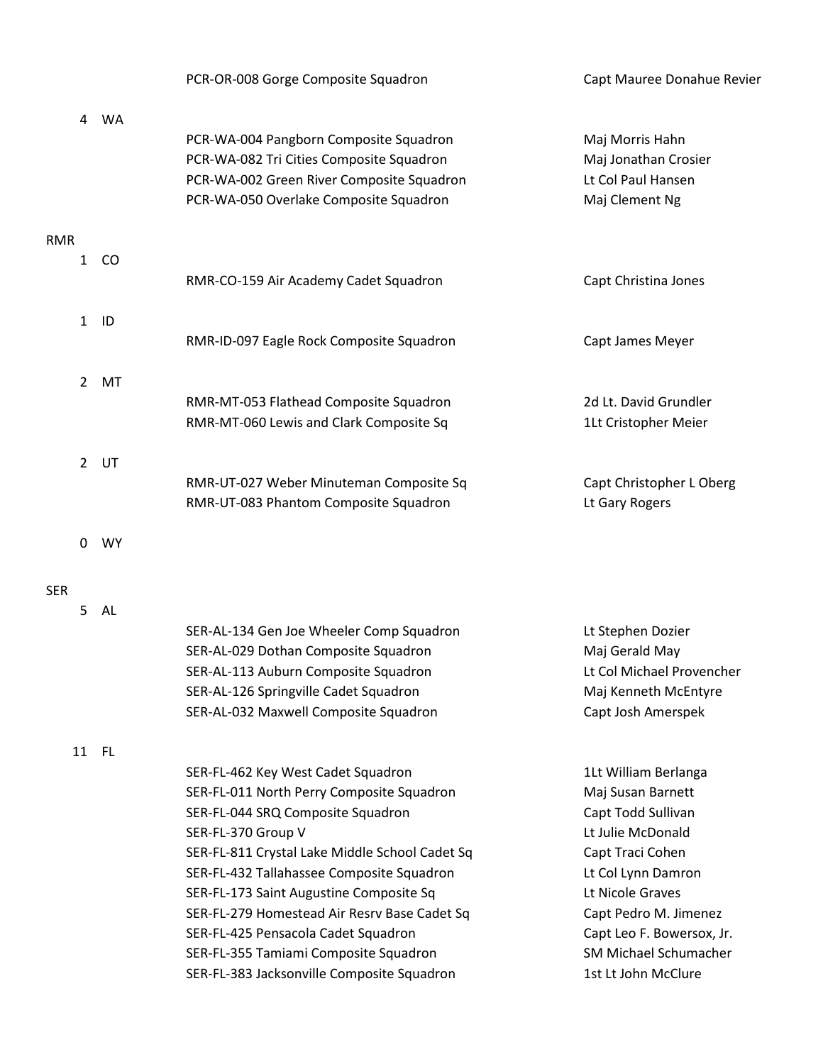| | | | |
|---|---|---|---|
| | | PCR-OR-008 Gorge Composite Squadron | Capt Mauree Donahue Revier |
| | 4 WA | | |
| | | PCR-WA-004 Pangborn Composite Squadron | Maj Morris Hahn |
| | | PCR-WA-082 Tri Cities Composite Squadron | Maj Jonathan Crosier |
| | | PCR-WA-002 Green River Composite Squadron | Lt Col Paul Hansen |
| | | PCR-WA-050 Overlake Composite Squadron | Maj Clement Ng |
| RMR | | | |
| | 1 CO | | |
| | | RMR-CO-159 Air Academy Cadet Squadron | Capt Christina Jones |
| | 1 ID | | |
| | | RMR-ID-097 Eagle Rock Composite Squadron | Capt James Meyer |
| | 2 MT | | |
| | | RMR-MT-053 Flathead Composite Squadron | 2d Lt. David Grundler |
| | | RMR-MT-060 Lewis and Clark Composite Sq | 1Lt Cristopher Meier |
| | 2 UT | | |
| | | RMR-UT-027 Weber Minuteman Composite Sq | Capt Christopher L Oberg |
| | | RMR-UT-083 Phantom Composite Squadron | Lt Gary Rogers |
| | 0 WY | | |
| SER | | | |
| | 5 AL | | |
| | | SER-AL-134 Gen Joe Wheeler Comp Squadron | Lt Stephen Dozier |
| | | SER-AL-029 Dothan Composite Squadron | Maj Gerald May |
| | | SER-AL-113 Auburn Composite Squadron | Lt Col Michael Provencher |
| | | SER-AL-126 Springville Cadet Squadron | Maj Kenneth McEntyre |
| | | SER-AL-032 Maxwell Composite Squadron | Capt Josh Amerspek |
| | 11 FL | | |
| | | SER-FL-462 Key West Cadet Squadron | 1Lt William Berlanga |
| | | SER-FL-011 North Perry Composite Squadron | Maj Susan Barnett |
| | | SER-FL-044 SRQ Composite Squadron | Capt Todd Sullivan |
| | | SER-FL-370 Group V | Lt Julie McDonald |
| | | SER-FL-811 Crystal Lake Middle School Cadet Sq | Capt Traci Cohen |
| | | SER-FL-432 Tallahassee Composite Squadron | Lt Col Lynn Damron |
| | | SER-FL-173 Saint Augustine Composite Sq | Lt Nicole Graves |
| | | SER-FL-279 Homestead Air Resrv Base Cadet Sq | Capt Pedro M. Jimenez |
| | | SER-FL-425 Pensacola Cadet Squadron | Capt Leo F. Bowersox, Jr. |
| | | SER-FL-355 Tamiami Composite Squadron | SM Michael Schumacher |
| | | SER-FL-383 Jacksonville Composite Squadron | 1st Lt John McClure |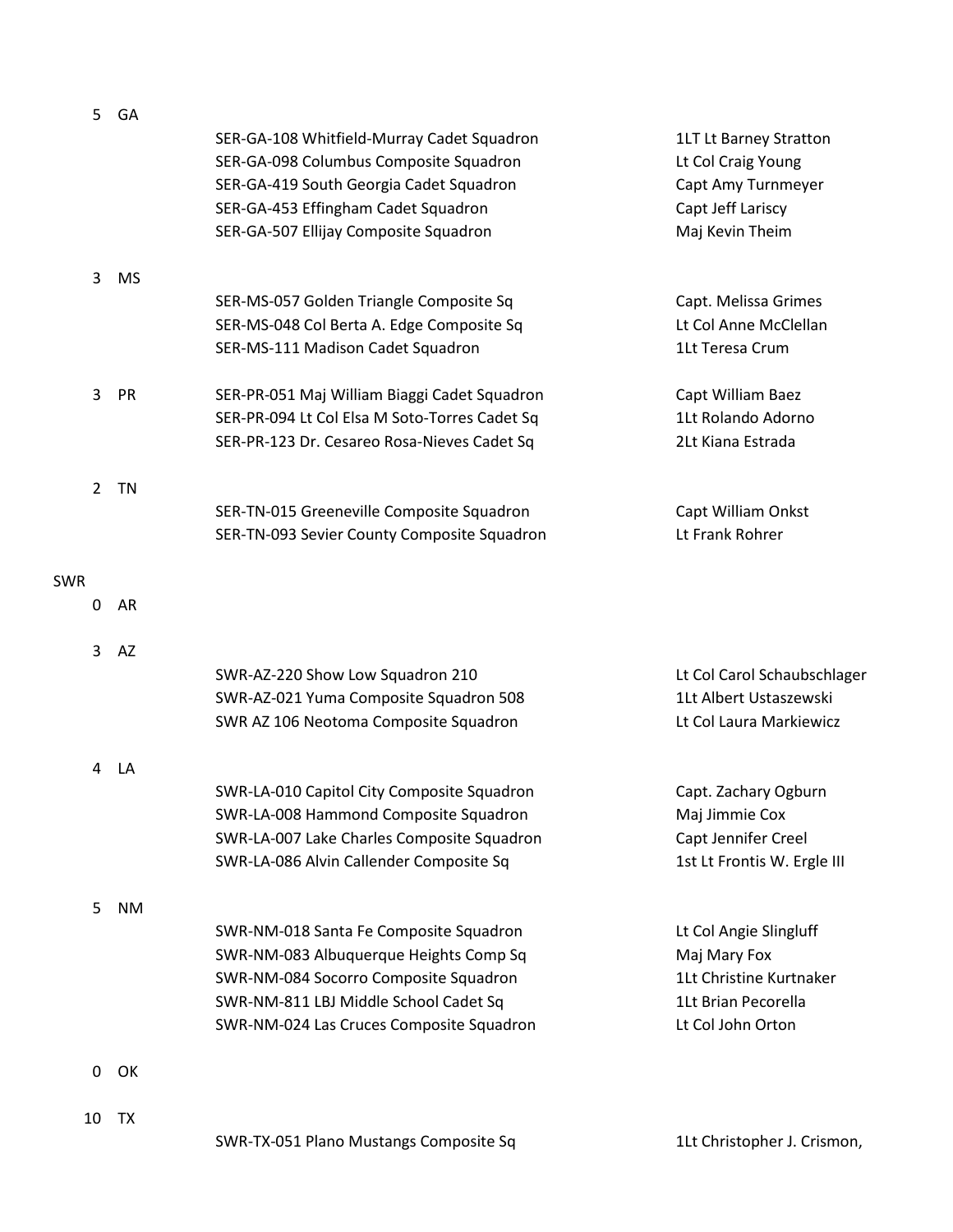| | | | |
|---|---|---|---|
| 5 | GA | | |
| | | SER-GA-108 Whitfield-Murray Cadet Squadron | 1LT Lt Barney Stratton |
| | | SER-GA-098 Columbus Composite Squadron | Lt Col Craig Young |
| | | SER-GA-419 South Georgia Cadet Squadron | Capt Amy Turnmeyer |
| | | SER-GA-453 Effingham Cadet Squadron | Capt Jeff Lariscy |
| | | SER-GA-507 Ellijay Composite Squadron | Maj Kevin Theim |
| 3 | MS | | |
| | | SER-MS-057 Golden Triangle Composite Sq | Capt. Melissa Grimes |
| | | SER-MS-048 Col Berta A. Edge Composite Sq | Lt Col Anne McClellan |
| | | SER-MS-111 Madison Cadet Squadron | 1Lt Teresa Crum |
| 3 | PR | SER-PR-051 Maj William Biaggi Cadet Squadron | Capt William Baez |
| | | SER-PR-094 Lt Col Elsa M Soto-Torres Cadet Sq | 1Lt Rolando Adorno |
| | | SER-PR-123 Dr. Cesareo Rosa-Nieves Cadet Sq | 2Lt Kiana Estrada |
| 2 | TN | | |
| | | SER-TN-015 Greeneville Composite Squadron | Capt William Onkst |
| | | SER-TN-093 Sevier County Composite Squadron | Lt Frank Rohrer |
| SWR | | | |
| 0 | AR | | |
| 3 | AZ | | |
| | | SWR-AZ-220 Show Low Squadron 210 | Lt Col Carol Schaubschlager |
| | | SWR-AZ-021 Yuma Composite Squadron 508 | 1Lt Albert Ustaszewski |
| | | SWR AZ 106 Neotoma Composite Squadron | Lt Col Laura Markiewicz |
| 4 | LA | | |
| | | SWR-LA-010 Capitol City Composite Squadron | Capt. Zachary Ogburn |
| | | SWR-LA-008 Hammond Composite Squadron | Maj Jimmie Cox |
| | | SWR-LA-007 Lake Charles Composite Squadron | Capt Jennifer Creel |
| | | SWR-LA-086 Alvin Callender Composite Sq | 1st Lt Frontis W. Ergle III |
| 5 | NM | | |
| | | SWR-NM-018 Santa Fe Composite Squadron | Lt Col Angie Slingluff |
| | | SWR-NM-083 Albuquerque Heights Comp Sq | Maj Mary Fox |
| | | SWR-NM-084 Socorro Composite Squadron | 1Lt Christine Kurtnaker |
| | | SWR-NM-811 LBJ Middle School Cadet Sq | 1Lt Brian Pecorella |
| | | SWR-NM-024 Las Cruces Composite Squadron | Lt Col John Orton |
| 0 | OK | | |
| 10 | TX | | |
| | | SWR-TX-051 Plano Mustangs Composite Sq | 1Lt Christopher J. Crismon, |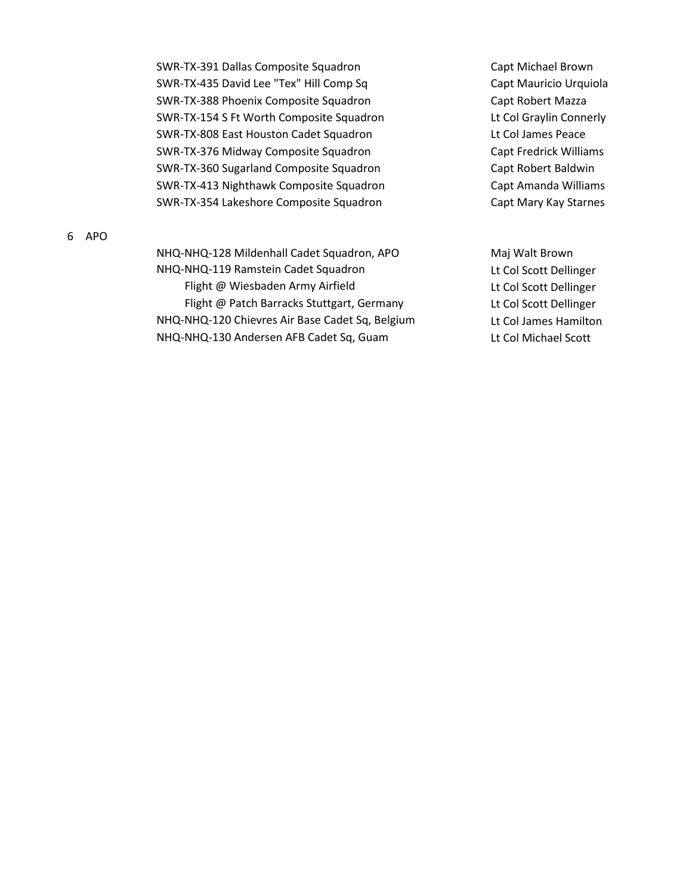| | | |
|---|---|---|
| | SWR-TX-391 Dallas Composite Squadron | Capt Michael Brown |
| | SWR-TX-435 David Lee "Tex" Hill Comp Sq | Capt Mauricio Urquiola |
| | SWR-TX-388 Phoenix Composite Squadron | Capt Robert Mazza |
| | SWR-TX-154 S Ft Worth Composite Squadron | Lt Col Graylin Connerly |
| | SWR-TX-808 East Houston Cadet Squadron | Lt Col James Peace |
| | SWR-TX-376 Midway Composite Squadron | Capt Fredrick Williams |
| | SWR-TX-360 Sugarland Composite Squadron | Capt Robert Baldwin |
| | SWR-TX-413 Nighthawk Composite Squadron | Capt Amanda Williams |
| | SWR-TX-354 Lakeshore Composite Squadron | Capt Mary Kay Starnes |
| 6 APO | | |
| | NHQ-NHQ-128 Mildenhall Cadet Squadron, APO | Maj Walt Brown |
| | NHQ-NHQ-119 Ramstein Cadet Squadron | Lt Col Scott Dellinger |
| | Flight @ Wiesbaden Army Airfield | Lt Col Scott Dellinger |
| | Flight @ Patch Barracks Stuttgart, Germany | Lt Col Scott Dellinger |
| | NHQ-NHQ-120 Chievres Air Base Cadet Sq, Belgium | Lt Col James Hamilton |
| | NHQ-NHQ-130 Andersen AFB Cadet Sq, Guam | Lt Col Michael Scott |